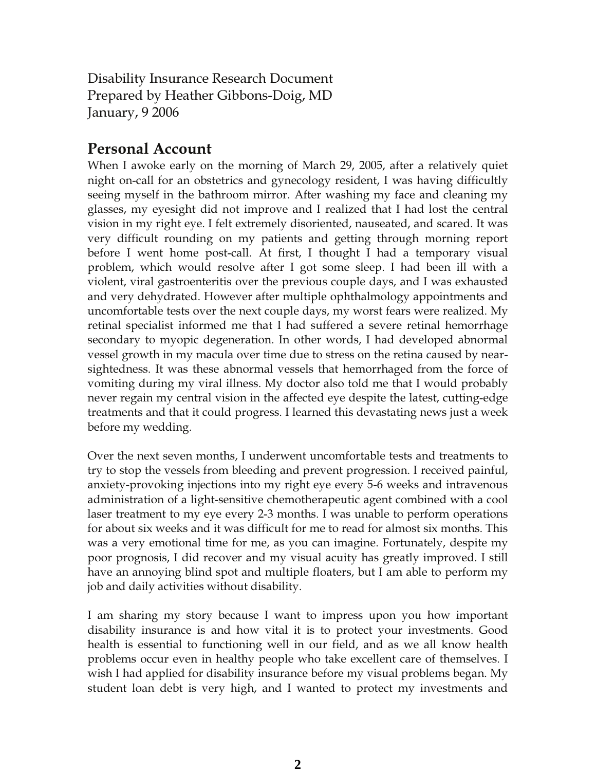Disability Insurance Research Document
Prepared by Heather Gibbons-Doig, MD
January, 9 2006

## Personal Account

When I awoke early on the morning of March 29, 2005, after a relatively quiet night on-call for an obstetrics and gynecology resident, I was having difficultly seeing myself in the bathroom mirror. After washing my face and cleaning my glasses, my eyesight did not improve and I realized that I had lost the central vision in my right eye. I felt extremely disoriented, nauseated, and scared. It was very difficult rounding on my patients and getting through morning report before I went home post-call. At first, I thought I had a temporary visual problem, which would resolve after I got some sleep. I had been ill with a violent, viral gastroenteritis over the previous couple days, and I was exhausted and very dehydrated. However after multiple ophthalmology appointments and uncomfortable tests over the next couple days, my worst fears were realized. My retinal specialist informed me that I had suffered a severe retinal hemorrhage secondary to myopic degeneration. In other words, I had developed abnormal vessel growth in my macula over time due to stress on the retina caused by near-sightedness. It was these abnormal vessels that hemorrhaged from the force of vomiting during my viral illness. My doctor also told me that I would probably never regain my central vision in the affected eye despite the latest, cutting-edge treatments and that it could progress. I learned this devastating news just a week before my wedding.

Over the next seven months, I underwent uncomfortable tests and treatments to try to stop the vessels from bleeding and prevent progression. I received painful, anxiety-provoking injections into my right eye every 5-6 weeks and intravenous administration of a light-sensitive chemotherapeutic agent combined with a cool laser treatment to my eye every 2-3 months. I was unable to perform operations for about six weeks and it was difficult for me to read for almost six months. This was a very emotional time for me, as you can imagine. Fortunately, despite my poor prognosis, I did recover and my visual acuity has greatly improved. I still have an annoying blind spot and multiple floaters, but I am able to perform my job and daily activities without disability.

I am sharing my story because I want to impress upon you how important disability insurance is and how vital it is to protect your investments. Good health is essential to functioning well in our field, and as we all know health problems occur even in healthy people who take excellent care of themselves. I wish I had applied for disability insurance before my visual problems began. My student loan debt is very high, and I wanted to protect my investments and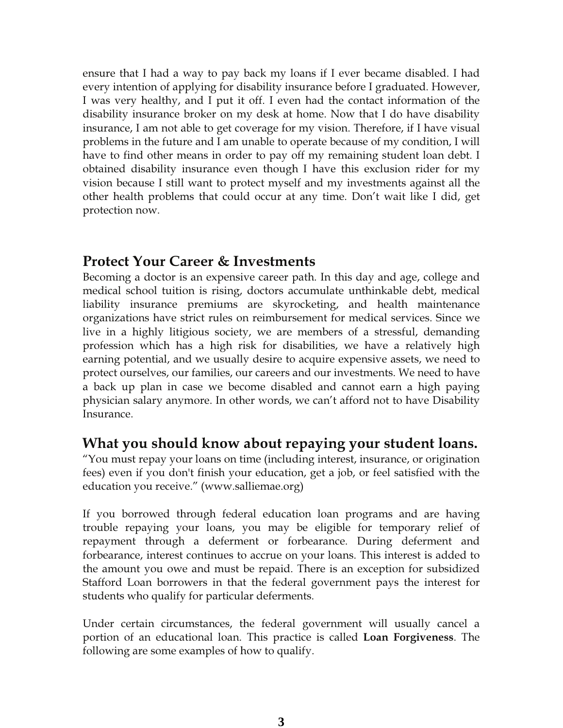ensure that I had a way to pay back my loans if I ever became disabled. I had every intention of applying for disability insurance before I graduated. However, I was very healthy, and I put it off. I even had the contact information of the disability insurance broker on my desk at home. Now that I do have disability insurance, I am not able to get coverage for my vision. Therefore, if I have visual problems in the future and I am unable to operate because of my condition, I will have to find other means in order to pay off my remaining student loan debt. I obtained disability insurance even though I have this exclusion rider for my vision because I still want to protect myself and my investments against all the other health problems that could occur at any time. Don't wait like I did, get protection now.

## Protect Your Career & Investments

Becoming a doctor is an expensive career path. In this day and age, college and medical school tuition is rising, doctors accumulate unthinkable debt, medical liability insurance premiums are skyrocketing, and health maintenance organizations have strict rules on reimbursement for medical services. Since we live in a highly litigious society, we are members of a stressful, demanding profession which has a high risk for disabilities, we have a relatively high earning potential, and we usually desire to acquire expensive assets, we need to protect ourselves, our families, our careers and our investments. We need to have a back up plan in case we become disabled and cannot earn a high paying physician salary anymore. In other words, we can't afford not to have Disability Insurance.

## What you should know about repaying your student loans.

"You must repay your loans on time (including interest, insurance, or origination fees) even if you don't finish your education, get a job, or feel satisfied with the education you receive." (www.salliemae.org)

If you borrowed through federal education loan programs and are having trouble repaying your loans, you may be eligible for temporary relief of repayment through a deferment or forbearance. During deferment and forbearance, interest continues to accrue on your loans. This interest is added to the amount you owe and must be repaid. There is an exception for subsidized Stafford Loan borrowers in that the federal government pays the interest for students who qualify for particular deferments.

Under certain circumstances, the federal government will usually cancel a portion of an educational loan. This practice is called **Loan Forgiveness**. The following are some examples of how to qualify.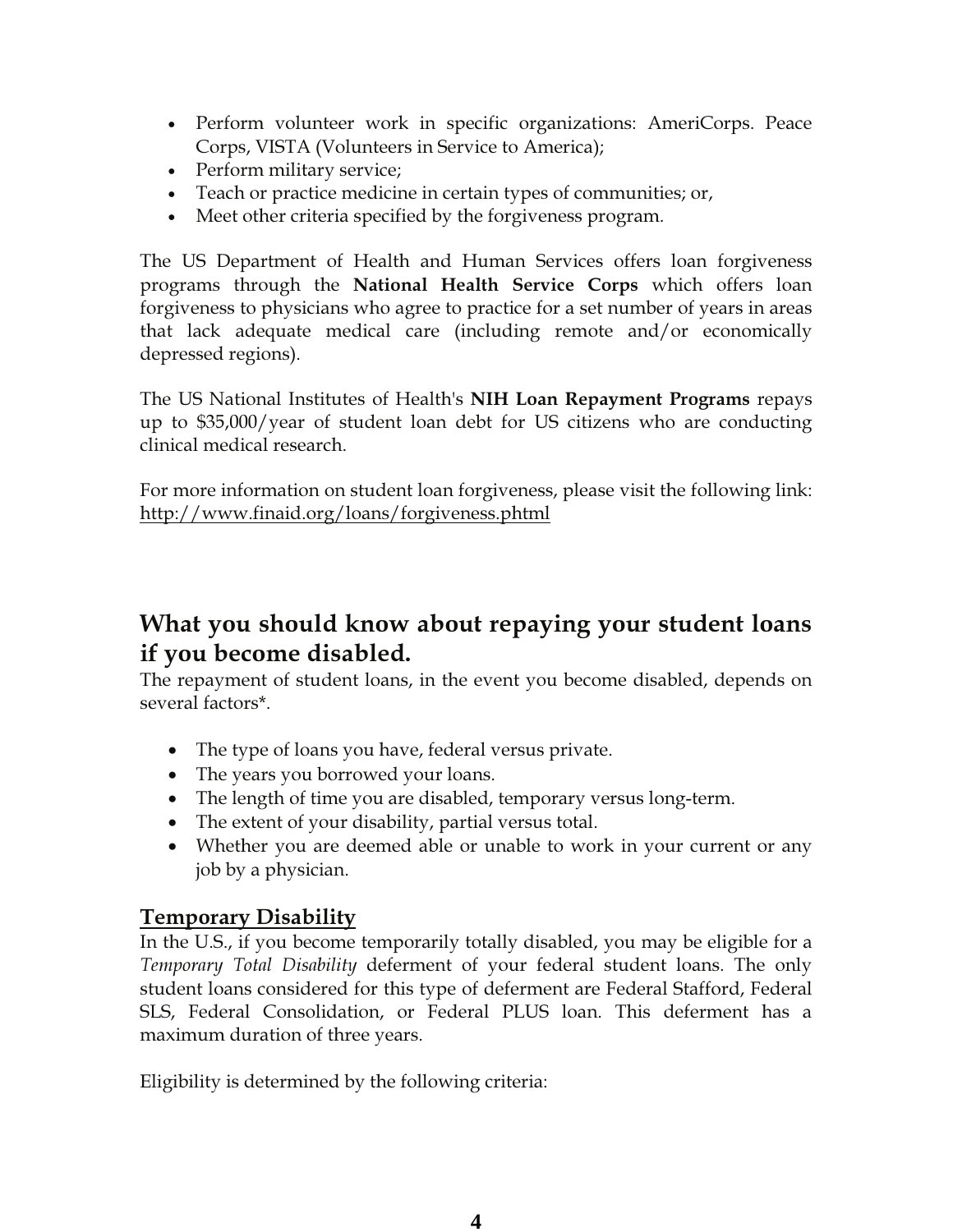- Perform volunteer work in specific organizations: AmeriCorps. Peace Corps, VISTA (Volunteers in Service to America);
- Perform military service;
- Teach or practice medicine in certain types of communities; or,
- Meet other criteria specified by the forgiveness program.

The US Department of Health and Human Services offers loan forgiveness programs through the **National Health Service Corps** which offers loan forgiveness to physicians who agree to practice for a set number of years in areas that lack adequate medical care (including remote and/or economically depressed regions).

The US National Institutes of Health's **NIH Loan Repayment Programs** repays up to $35,000/year of student loan debt for US citizens who are conducting clinical medical research.

For more information on student loan forgiveness, please visit the following link: http://www.finaid.org/loans/forgiveness.phtml

## What you should know about repaying your student loans if you become disabled.

The repayment of student loans, in the event you become disabled, depends on several factors*.

- The type of loans you have, federal versus private.
- The years you borrowed your loans.
- The length of time you are disabled, temporary versus long-term.
- The extent of your disability, partial versus total.
- Whether you are deemed able or unable to work in your current or any job by a physician.

### Temporary Disability

In the U.S., if you become temporarily totally disabled, you may be eligible for a *Temporary Total Disability* deferment of your federal student loans. The only student loans considered for this type of deferment are Federal Stafford, Federal SLS, Federal Consolidation, or Federal PLUS loan. This deferment has a maximum duration of three years.

Eligibility is determined by the following criteria: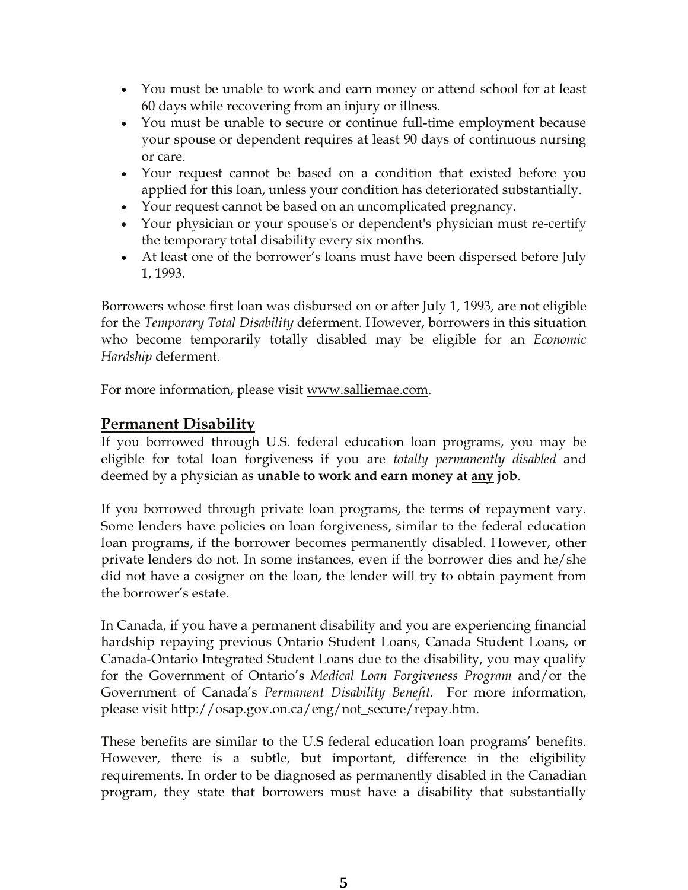- You must be unable to work and earn money or attend school for at least 60 days while recovering from an injury or illness.
- You must be unable to secure or continue full-time employment because your spouse or dependent requires at least 90 days of continuous nursing or care.
- Your request cannot be based on a condition that existed before you applied for this loan, unless your condition has deteriorated substantially.
- Your request cannot be based on an uncomplicated pregnancy.
- Your physician or your spouse's or dependent's physician must re-certify the temporary total disability every six months.
- At least one of the borrower's loans must have been dispersed before July 1, 1993.

Borrowers whose first loan was disbursed on or after July 1, 1993, are not eligible for the *Temporary Total Disability* deferment. However, borrowers in this situation who become temporarily totally disabled may be eligible for an *Economic Hardship* deferment.

For more information, please visit www.salliemae.com.

## Permanent Disability

If you borrowed through U.S. federal education loan programs, you may be eligible for total loan forgiveness if you are *totally permanently disabled* and deemed by a physician as **unable to work and earn money at <u>any</u> job**.

If you borrowed through private loan programs, the terms of repayment vary. Some lenders have policies on loan forgiveness, similar to the federal education loan programs, if the borrower becomes permanently disabled. However, other private lenders do not. In some instances, even if the borrower dies and he/she did not have a cosigner on the loan, the lender will try to obtain payment from the borrower's estate.

In Canada, if you have a permanent disability and you are experiencing financial hardship repaying previous Ontario Student Loans, Canada Student Loans, or Canada-Ontario Integrated Student Loans due to the disability, you may qualify for the Government of Ontario's *Medical Loan Forgiveness Program* and/or the Government of Canada's *Permanent Disability Benefit*. For more information, please visit http://osap.gov.on.ca/eng/not_secure/repay.htm.

These benefits are similar to the U.S federal education loan programs' benefits. However, there is a subtle, but important, difference in the eligibility requirements. In order to be diagnosed as permanently disabled in the Canadian program, they state that borrowers must have a disability that substantially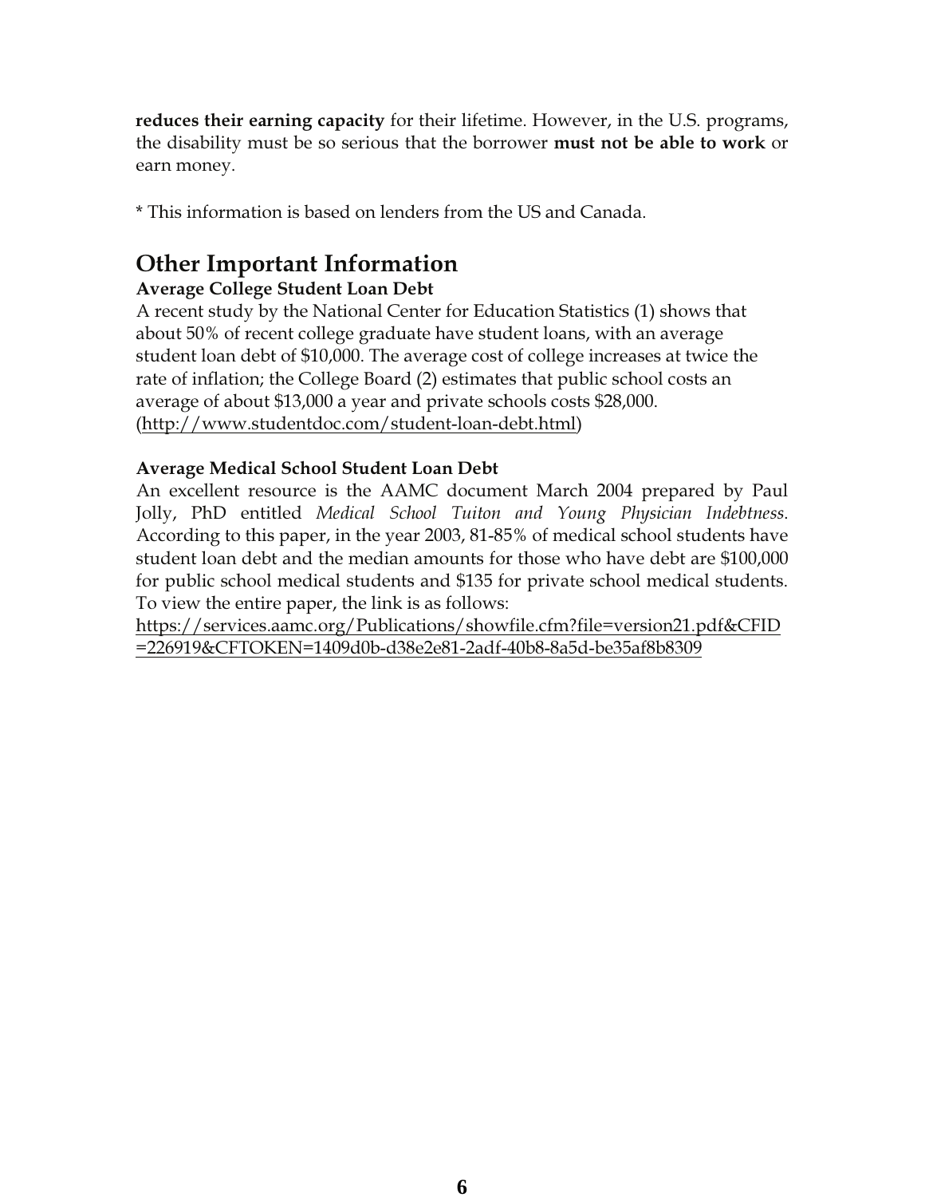**reduces their earning capacity** for their lifetime. However, in the U.S. programs, the disability must be so serious that the borrower **must not be able to work** or earn money.

* This information is based on lenders from the US and Canada.

## Other Important Information

### Average College Student Loan Debt

A recent study by the National Center for Education Statistics (1) shows that about 50% of recent college graduate have student loans, with an average student loan debt of $10,000. The average cost of college increases at twice the rate of inflation; the College Board (2) estimates that public school costs an average of about $13,000 a year and private schools costs $28,000. (http://www.studentdoc.com/student-loan-debt.html)

### Average Medical School Student Loan Debt

An excellent resource is the AAMC document March 2004 prepared by Paul Jolly, PhD entitled *Medical School Tuiton and Young Physician Indebtness*. According to this paper, in the year 2003, 81-85% of medical school students have student loan debt and the median amounts for those who have debt are $100,000 for public school medical students and $135 for private school medical students. To view the entire paper, the link is as follows:
https://services.aamc.org/Publications/showfile.cfm?file=version21.pdf&CFID=226919&CFTOKEN=1409d0b-d38e2e81-2adf-40b8-8a5d-be35af8b8309